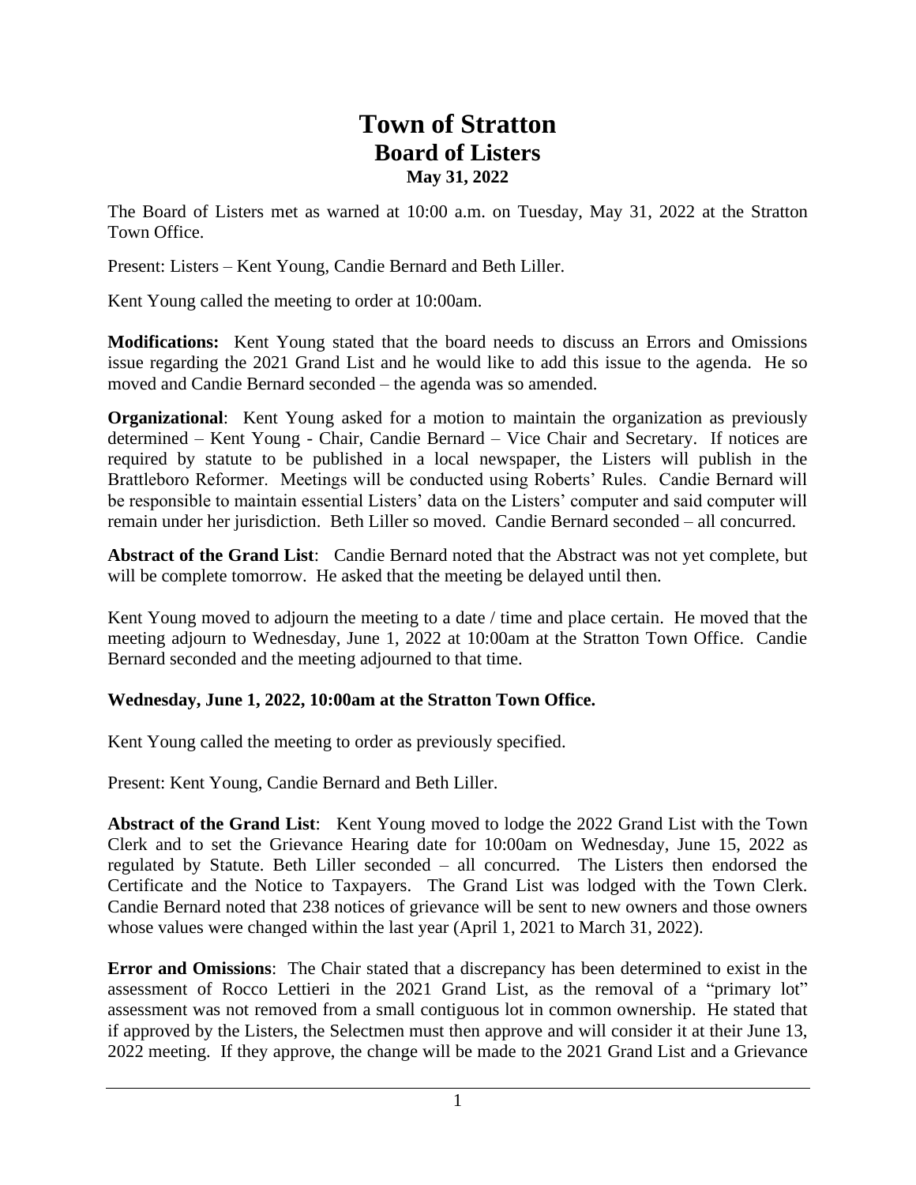# Town of Stratton
## Board of Listers
### May 31, 2022

The Board of Listers met as warned at 10:00 a.m. on Tuesday, May 31, 2022 at the Stratton Town Office.

Present: Listers – Kent Young, Candie Bernard and Beth Liller.

Kent Young called the meeting to order at 10:00am.

**Modifications:** Kent Young stated that the board needs to discuss an Errors and Omissions issue regarding the 2021 Grand List and he would like to add this issue to the agenda. He so moved and Candie Bernard seconded – the agenda was so amended.

**Organizational**: Kent Young asked for a motion to maintain the organization as previously determined – Kent Young - Chair, Candie Bernard – Vice Chair and Secretary. If notices are required by statute to be published in a local newspaper, the Listers will publish in the Brattleboro Reformer. Meetings will be conducted using Roberts' Rules. Candie Bernard will be responsible to maintain essential Listers' data on the Listers' computer and said computer will remain under her jurisdiction. Beth Liller so moved. Candie Bernard seconded – all concurred.

**Abstract of the Grand List**: Candie Bernard noted that the Abstract was not yet complete, but will be complete tomorrow. He asked that the meeting be delayed until then.

Kent Young moved to adjourn the meeting to a date / time and place certain. He moved that the meeting adjourn to Wednesday, June 1, 2022 at 10:00am at the Stratton Town Office. Candie Bernard seconded and the meeting adjourned to that time.

**Wednesday, June 1, 2022, 10:00am at the Stratton Town Office.**

Kent Young called the meeting to order as previously specified.

Present: Kent Young, Candie Bernard and Beth Liller.

**Abstract of the Grand List**: Kent Young moved to lodge the 2022 Grand List with the Town Clerk and to set the Grievance Hearing date for 10:00am on Wednesday, June 15, 2022 as regulated by Statute. Beth Liller seconded – all concurred. The Listers then endorsed the Certificate and the Notice to Taxpayers. The Grand List was lodged with the Town Clerk. Candie Bernard noted that 238 notices of grievance will be sent to new owners and those owners whose values were changed within the last year (April 1, 2021 to March 31, 2022).

**Error and Omissions**: The Chair stated that a discrepancy has been determined to exist in the assessment of Rocco Lettieri in the 2021 Grand List, as the removal of a "primary lot" assessment was not removed from a small contiguous lot in common ownership. He stated that if approved by the Listers, the Selectmen must then approve and will consider it at their June 13, 2022 meeting. If they approve, the change will be made to the 2021 Grand List and a Grievance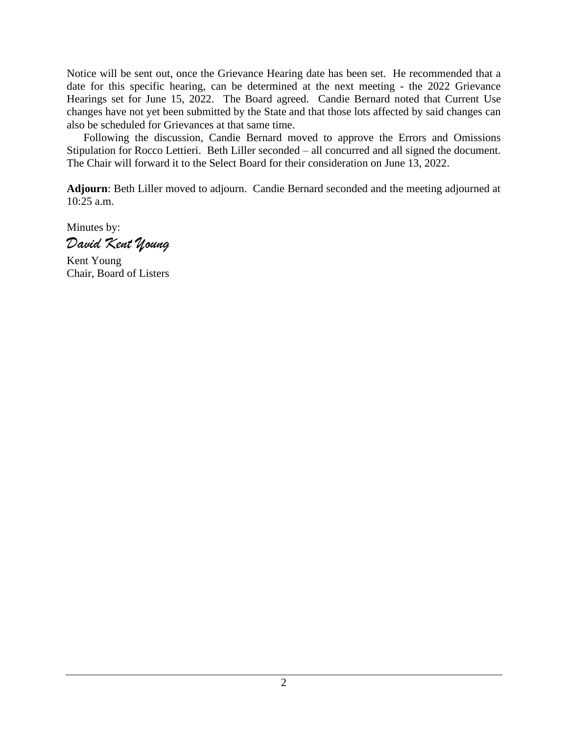Notice will be sent out, once the Grievance Hearing date has been set. He recommended that a date for this specific hearing, can be determined at the next meeting - the 2022 Grievance Hearings set for June 15, 2022. The Board agreed. Candie Bernard noted that Current Use changes have not yet been submitted by the State and that those lots affected by said changes can also be scheduled for Grievances at that same time.

Following the discussion, Candie Bernard moved to approve the Errors and Omissions Stipulation for Rocco Lettieri. Beth Liller seconded – all concurred and all signed the document. The Chair will forward it to the Select Board for their consideration on June 13, 2022.

**Adjourn**: Beth Liller moved to adjourn. Candie Bernard seconded and the meeting adjourned at 10:25 a.m.

Minutes by:

*David Kent Young*

Kent Young
Chair, Board of Listers